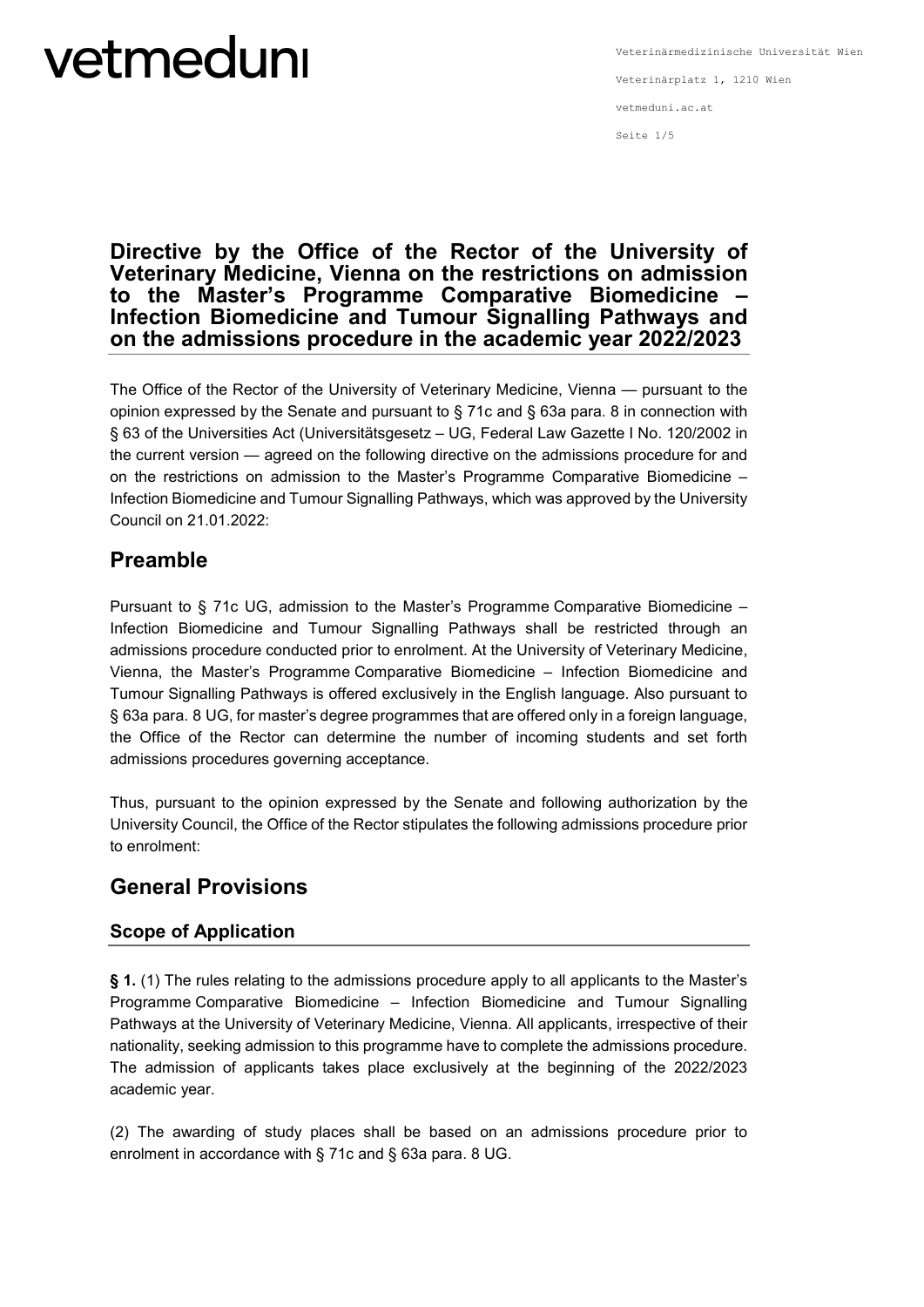# Directive by the Office of the Rector of the University of Veterinary Medicine, Vienna on the restrictions on admission to the Master's Programme Comparative Biomedicine – Infection Biomedicine and Tumour Signalling Pathways and on the admissions procedure in the academic year 2022/2023

The Office of the Rector of the University of Veterinary Medicine, Vienna — pursuant to the opinion expressed by the Senate and pursuant to § 71c and § 63a para. 8 in connection with § 63 of the Universities Act (Universitätsgesetz – UG, Federal Law Gazette I No. 120/2002 in the current version — agreed on the following directive on the admissions procedure for and on the restrictions on admission to the Master's Programme Comparative Biomedicine – Infection Biomedicine and Tumour Signalling Pathways, which was approved by the University Council on 21.01.2022:

## Preamble

Pursuant to § 71c UG, admission to the Master's Programme Comparative Biomedicine – Infection Biomedicine and Tumour Signalling Pathways shall be restricted through an admissions procedure conducted prior to enrolment. At the University of Veterinary Medicine, Vienna, the Master's Programme Comparative Biomedicine – Infection Biomedicine and Tumour Signalling Pathways is offered exclusively in the English language. Also pursuant to § 63a para. 8 UG, for master's degree programmes that are offered only in a foreign language, the Office of the Rector can determine the number of incoming students and set forth admissions procedures governing acceptance.

Thus, pursuant to the opinion expressed by the Senate and following authorization by the University Council, the Office of the Rector stipulates the following admissions procedure prior to enrolment:

## General Provisions

### Scope of Application

**§ 1.** (1) The rules relating to the admissions procedure apply to all applicants to the Master's Programme Comparative Biomedicine – Infection Biomedicine and Tumour Signalling Pathways at the University of Veterinary Medicine, Vienna. All applicants, irrespective of their nationality, seeking admission to this programme have to complete the admissions procedure. The admission of applicants takes place exclusively at the beginning of the 2022/2023 academic year.

(2) The awarding of study places shall be based on an admissions procedure prior to enrolment in accordance with § 71c and § 63a para. 8 UG.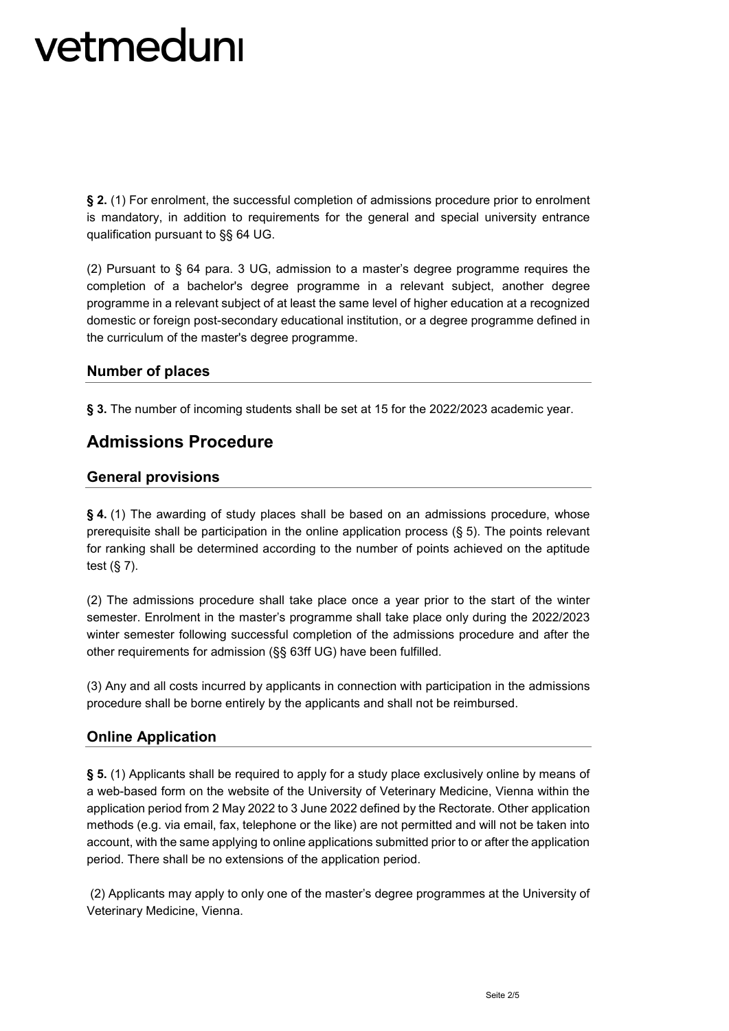**§ 2.** (1) For enrolment, the successful completion of admissions procedure prior to enrolment is mandatory, in addition to requirements for the general and special university entrance qualification pursuant to §§ 64 UG.

(2) Pursuant to § 64 para. 3 UG, admission to a master's degree programme requires the completion of a bachelor's degree programme in a relevant subject, another degree programme in a relevant subject of at least the same level of higher education at a recognized domestic or foreign post-secondary educational institution, or a degree programme defined in the curriculum of the master's degree programme.

### Number of places

**§ 3.** The number of incoming students shall be set at 15 for the 2022/2023 academic year.

## Admissions Procedure

### General provisions

**§ 4.** (1) The awarding of study places shall be based on an admissions procedure, whose prerequisite shall be participation in the online application process (§ 5). The points relevant for ranking shall be determined according to the number of points achieved on the aptitude test (§ 7).

(2) The admissions procedure shall take place once a year prior to the start of the winter semester. Enrolment in the master's programme shall take place only during the 2022/2023 winter semester following successful completion of the admissions procedure and after the other requirements for admission (§§ 63ff UG) have been fulfilled.

(3) Any and all costs incurred by applicants in connection with participation in the admissions procedure shall be borne entirely by the applicants and shall not be reimbursed.

### Online Application

**§ 5.** (1) Applicants shall be required to apply for a study place exclusively online by means of a web-based form on the website of the University of Veterinary Medicine, Vienna within the application period from 2 May 2022 to 3 June 2022 defined by the Rectorate. Other application methods (e.g. via email, fax, telephone or the like) are not permitted and will not be taken into account, with the same applying to online applications submitted prior to or after the application period. There shall be no extensions of the application period.

(2) Applicants may apply to only one of the master's degree programmes at the University of Veterinary Medicine, Vienna.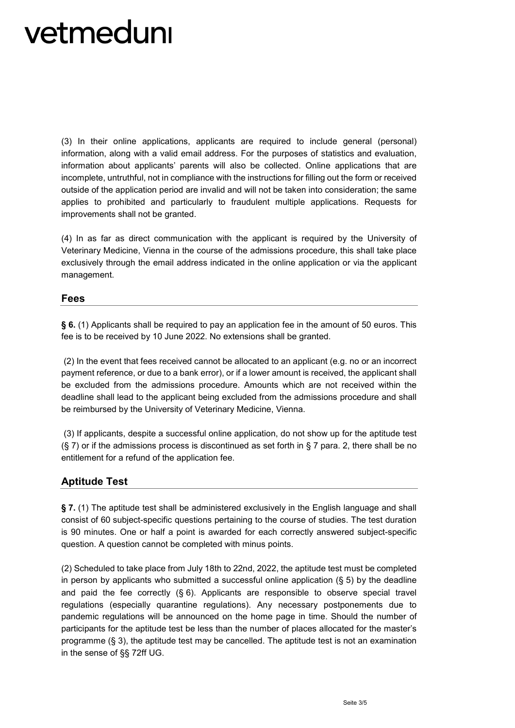(3) In their online applications, applicants are required to include general (personal) information, along with a valid email address. For the purposes of statistics and evaluation, information about applicants' parents will also be collected. Online applications that are incomplete, untruthful, not in compliance with the instructions for filling out the form or received outside of the application period are invalid and will not be taken into consideration; the same applies to prohibited and particularly to fraudulent multiple applications. Requests for improvements shall not be granted.

(4) In as far as direct communication with the applicant is required by the University of Veterinary Medicine, Vienna in the course of the admissions procedure, this shall take place exclusively through the email address indicated in the online application or via the applicant management.

## Fees

**§ 6.** (1) Applicants shall be required to pay an application fee in the amount of 50 euros. This fee is to be received by 10 June 2022. No extensions shall be granted.

(2) In the event that fees received cannot be allocated to an applicant (e.g. no or an incorrect payment reference, or due to a bank error), or if a lower amount is received, the applicant shall be excluded from the admissions procedure. Amounts which are not received within the deadline shall lead to the applicant being excluded from the admissions procedure and shall be reimbursed by the University of Veterinary Medicine, Vienna.

(3) If applicants, despite a successful online application, do not show up for the aptitude test (§ 7) or if the admissions process is discontinued as set forth in § 7 para. 2, there shall be no entitlement for a refund of the application fee.

## Aptitude Test

**§ 7.** (1) The aptitude test shall be administered exclusively in the English language and shall consist of 60 subject-specific questions pertaining to the course of studies. The test duration is 90 minutes. One or half a point is awarded for each correctly answered subject-specific question. A question cannot be completed with minus points.

(2) Scheduled to take place from July 18th to 22nd, 2022, the aptitude test must be completed in person by applicants who submitted a successful online application (§ 5) by the deadline and paid the fee correctly (§ 6). Applicants are responsible to observe special travel regulations (especially quarantine regulations). Any necessary postponements due to pandemic regulations will be announced on the home page in time. Should the number of participants for the aptitude test be less than the number of places allocated for the master's programme (§ 3), the aptitude test may be cancelled. The aptitude test is not an examination in the sense of §§ 72ff UG.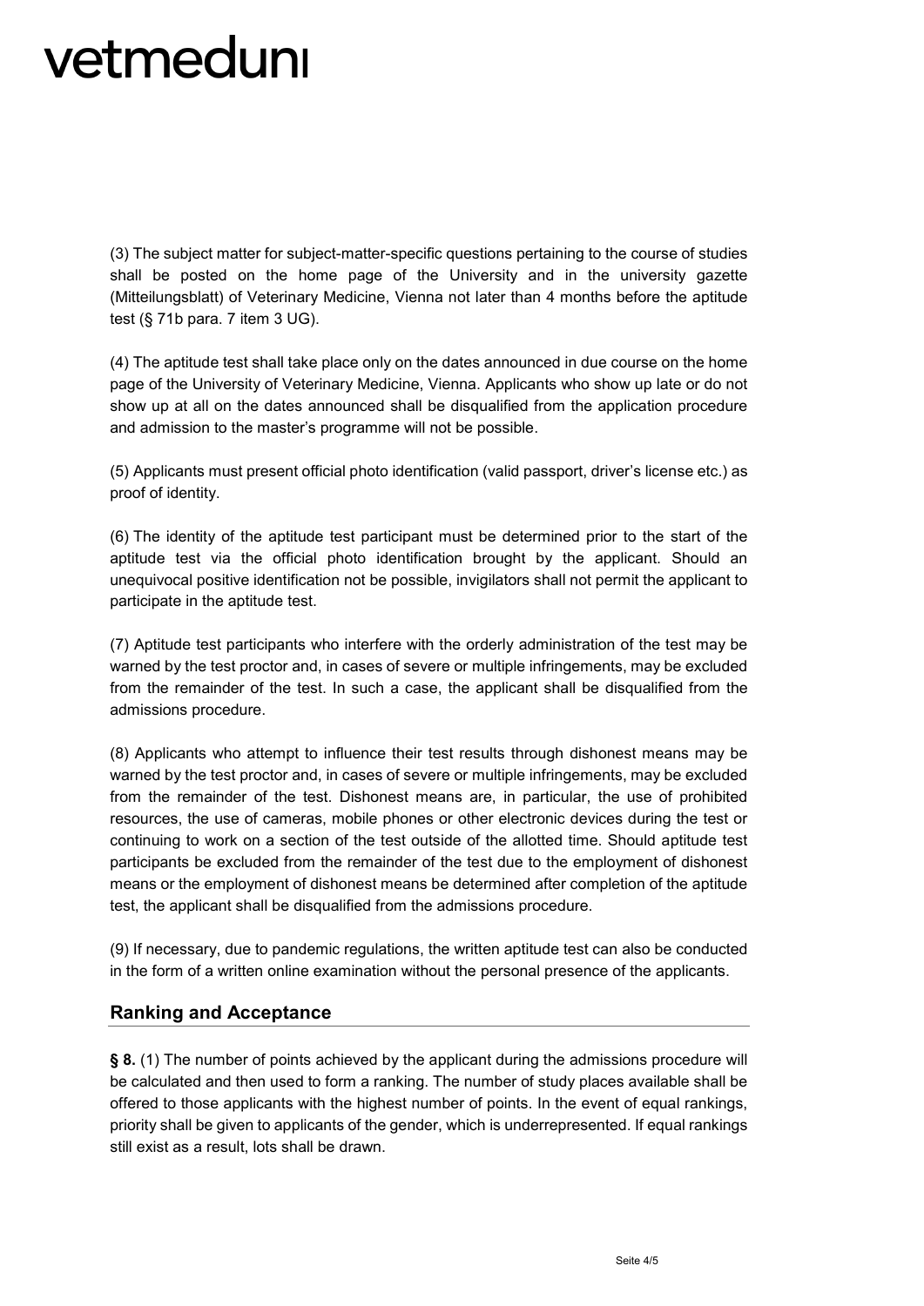(3) The subject matter for subject-matter-specific questions pertaining to the course of studies shall be posted on the home page of the University and in the university gazette (Mitteilungsblatt) of Veterinary Medicine, Vienna not later than 4 months before the aptitude test (§ 71b para. 7 item 3 UG).

(4) The aptitude test shall take place only on the dates announced in due course on the home page of the University of Veterinary Medicine, Vienna. Applicants who show up late or do not show up at all on the dates announced shall be disqualified from the application procedure and admission to the master's programme will not be possible.

(5) Applicants must present official photo identification (valid passport, driver's license etc.) as proof of identity.

(6) The identity of the aptitude test participant must be determined prior to the start of the aptitude test via the official photo identification brought by the applicant. Should an unequivocal positive identification not be possible, invigilators shall not permit the applicant to participate in the aptitude test.

(7) Aptitude test participants who interfere with the orderly administration of the test may be warned by the test proctor and, in cases of severe or multiple infringements, may be excluded from the remainder of the test. In such a case, the applicant shall be disqualified from the admissions procedure.

(8) Applicants who attempt to influence their test results through dishonest means may be warned by the test proctor and, in cases of severe or multiple infringements, may be excluded from the remainder of the test. Dishonest means are, in particular, the use of prohibited resources, the use of cameras, mobile phones or other electronic devices during the test or continuing to work on a section of the test outside of the allotted time. Should aptitude test participants be excluded from the remainder of the test due to the employment of dishonest means or the employment of dishonest means be determined after completion of the aptitude test, the applicant shall be disqualified from the admissions procedure.

(9) If necessary, due to pandemic regulations, the written aptitude test can also be conducted in the form of a written online examination without the personal presence of the applicants.

## Ranking and Acceptance

**§ 8.** (1) The number of points achieved by the applicant during the admissions procedure will be calculated and then used to form a ranking. The number of study places available shall be offered to those applicants with the highest number of points. In the event of equal rankings, priority shall be given to applicants of the gender, which is underrepresented. If equal rankings still exist as a result, lots shall be drawn.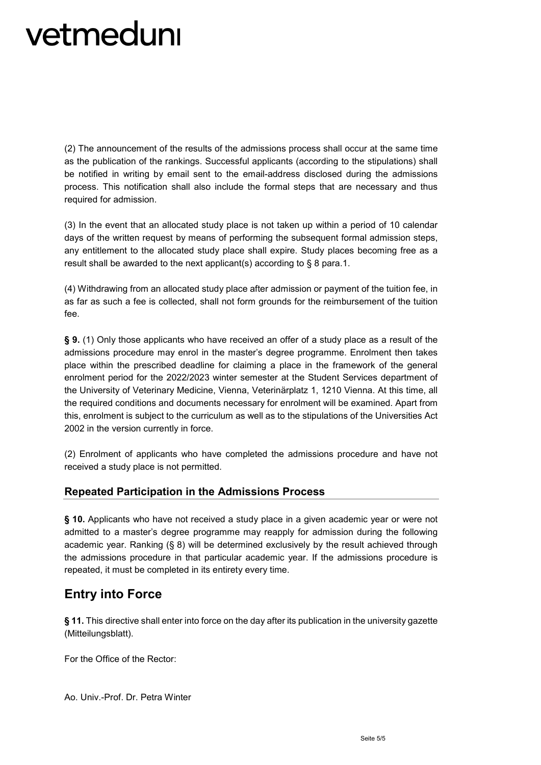(2) The announcement of the results of the admissions process shall occur at the same time as the publication of the rankings. Successful applicants (according to the stipulations) shall be notified in writing by email sent to the email-address disclosed during the admissions process. This notification shall also include the formal steps that are necessary and thus required for admission.

(3) In the event that an allocated study place is not taken up within a period of 10 calendar days of the written request by means of performing the subsequent formal admission steps, any entitlement to the allocated study place shall expire. Study places becoming free as a result shall be awarded to the next applicant(s) according to § 8 para.1.

(4) Withdrawing from an allocated study place after admission or payment of the tuition fee, in as far as such a fee is collected, shall not form grounds for the reimbursement of the tuition fee.

**§ 9.** (1) Only those applicants who have received an offer of a study place as a result of the admissions procedure may enrol in the master's degree programme. Enrolment then takes place within the prescribed deadline for claiming a place in the framework of the general enrolment period for the 2022/2023 winter semester at the Student Services department of the University of Veterinary Medicine, Vienna, Veterinärplatz 1, 1210 Vienna. At this time, all the required conditions and documents necessary for enrolment will be examined. Apart from this, enrolment is subject to the curriculum as well as to the stipulations of the Universities Act 2002 in the version currently in force.

(2) Enrolment of applicants who have completed the admissions procedure and have not received a study place is not permitted.

### Repeated Participation in the Admissions Process

**§ 10.** Applicants who have not received a study place in a given academic year or were not admitted to a master's degree programme may reapply for admission during the following academic year. Ranking (§ 8) will be determined exclusively by the result achieved through the admissions procedure in that particular academic year. If the admissions procedure is repeated, it must be completed in its entirety every time.

## Entry into Force

**§ 11.** This directive shall enter into force on the day after its publication in the university gazette (Mitteilungsblatt).

For the Office of the Rector:

Ao. Univ.-Prof. Dr. Petra Winter